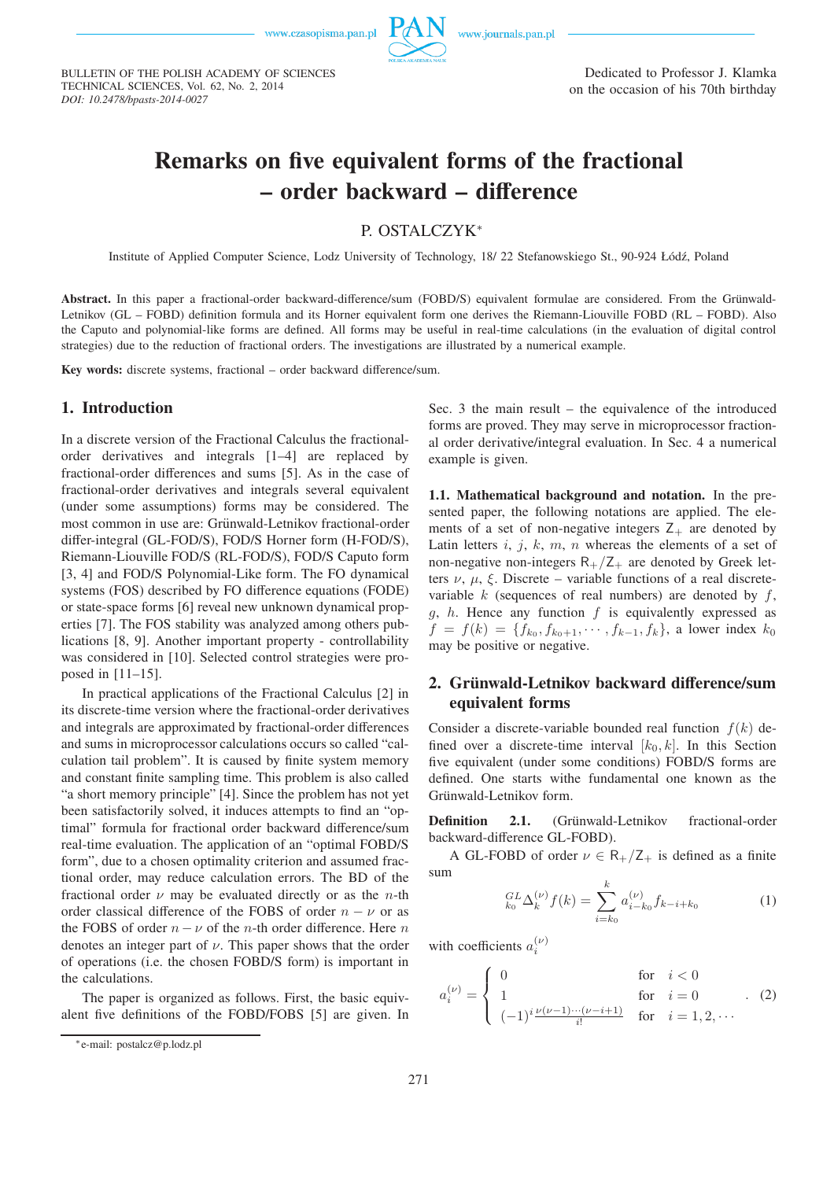Dedicated to Professor J. Klamka
on the occasion of his 70th birthday

# Remarks on five equivalent forms of the fractional – order backward – difference

P. OSTALCZYK*

Institute of Applied Computer Science, Lodz University of Technology, 18/ 22 Stefanowskiego St., 90-924 Łódź, Poland

**Abstract.** In this paper a fractional-order backward-difference/sum (FOBD/S) equivalent formulae are considered. From the Grünwald-Letnikov (GL – FOBD) definition formula and its Horner equivalent form one derives the Riemann-Liouville FOBD (RL – FOBD). Also the Caputo and polynomial-like forms are defined. All forms may be useful in real-time calculations (in the evaluation of digital control strategies) due to the reduction of fractional orders. The investigations are illustrated by a numerical example.

**Key words:** discrete systems, fractional – order backward difference/sum.

## 1. Introduction

In a discrete version of the Fractional Calculus the fractional-order derivatives and integrals [1–4] are replaced by fractional-order differences and sums [5]. As in the case of fractional-order derivatives and integrals several equivalent (under some assumptions) forms may be considered. The most common in use are: Grünwald-Letnikov fractional-order differ-integral (GL-FOD/S), FOD/S Horner form (H-FOD/S), Riemann-Liouville FOD/S (RL-FOD/S), FOD/S Caputo form [3, 4] and FOD/S Polynomial-Like form. The FO dynamical systems (FOS) described by FO difference equations (FODE) or state-space forms [6] reveal new unknown dynamical properties [7]. The FOS stability was analyzed among others publications [8, 9]. Another important property – controllability was considered in [10]. Selected control strategies were proposed in [11–15].

In practical applications of the Fractional Calculus [2] in its discrete-time version where the fractional-order derivatives and integrals are approximated by fractional-order differences and sums in microprocessor calculations occurs so called "calculation tail problem". It is caused by finite system memory and constant finite sampling time. This problem is also called "a short memory principle" [4]. Since the problem has not yet been satisfactorily solved, it induces attempts to find an "optimal" formula for fractional order backward difference/sum real-time evaluation. The application of an "optimal FOBD/S form", due to a chosen optimality criterion and assumed fractional order, may reduce calculation errors. The BD of the fractional order $\nu$ may be evaluated directly or as the $n$-th order classical difference of the FOBS of order $n-\nu$ or as the FOBS of order $n-\nu$ of the $n$-th order difference. Here $n$ denotes an integer part of $\nu$. This paper shows that the order of operations (i.e. the chosen FOBD/S form) is important in the calculations.

The paper is organized as follows. First, the basic equivalent five definitions of the FOBD/FOBS [5] are given. In Sec. 3 the main result – the equivalence of the introduced forms are proved. They may serve in microprocessor fractional order derivative/integral evaluation. In Sec. 4 a numerical example is given.

**1.1. Mathematical background and notation.** In the presented paper, the following notations are applied. The elements of a set of non-negative integers $\mathsf{Z}_+$ are denoted by Latin letters $i$, $j$, $k$, $m$, $n$ whereas the elements of a set of non-negative non-integers $\mathsf{R}_+/\mathsf{Z}_+$ are denoted by Greek letters $\nu$, $\mu$, $\xi$. Discrete – variable functions of a real discrete-variable $k$ (sequences of real numbers) are denoted by $f$, $g$, $h$. Hence any function $f$ is equivalently expressed as $f = f(k) = \{f_{k_0}, f_{k_0+1}, \cdots, f_{k-1}, f_k\}$, a lower index $k_0$ may be positive or negative.

## 2. Grünwald-Letnikov backward difference/sum equivalent forms

Consider a discrete-variable bounded real function $f(k)$ defined over a discrete-time interval $[k_0, k]$. In this Section five equivalent (under some conditions) FOBD/S forms are defined. One starts withe fundamental one known as the Grünwald-Letnikov form.

**Definition 2.1.** (Grünwald-Letnikov fractional-order backward-difference GL-FOBD).

A GL-FOBD of order $\nu \in \mathsf{R}_+/\mathsf{Z}_+$ is defined as a finite sum

$$ {}_{k_0}^{GL}\Delta_k^{(\nu)} f(k) = \sum_{i=k_0}^{k} a_{i-k_0}^{(\nu)} f_{k-i+k_0} \tag{1} $$

with coefficients $a_i^{(\nu)}$

$$ a_i^{(\nu)} = \begin{cases} 0 & \text{for} \quad i < 0 \\ 1 & \text{for} \quad i = 0 \\ (-1)^i \frac{\nu(\nu-1)\cdots(\nu-i+1)}{i!} & \text{for} \quad i = 1, 2, \cdots \end{cases} . \tag{2} $$

*e-mail: postalcz@p.lodz.pl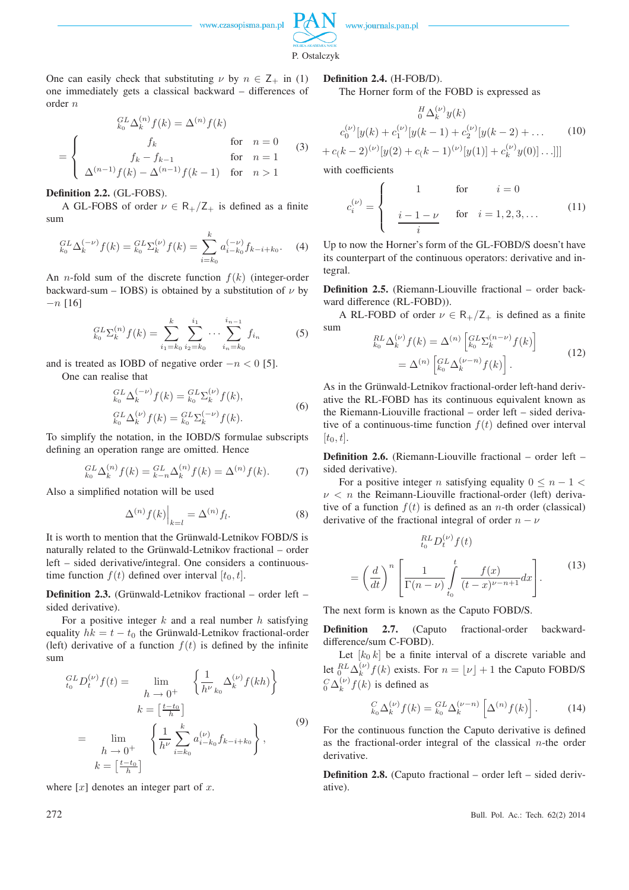One can easily check that substituting $\nu$ by $n \in \mathrm{Z}_+$ in (1) one immediately gets a classical backward – differences of order $n$

$$
{}_{k_0}^{GL}\Delta_k^{(n)} f(k) = \Delta^{(n)} f(k) = \begin{cases} f_k & \text{for} \quad n=0 \\ f_k - f_{k-1} & \text{for} \quad n=1 \\ \Delta^{(n-1)} f(k) - \Delta^{(n-1)} f(k-1) & \text{for} \quad n>1 \end{cases} \tag{3}
$$

**Definition 2.2.** (GL-FOBS).

A GL-FOBS of order $\nu \in \mathrm{R}_+/\mathrm{Z}_+$ is defined as a finite sum

$$
{}_{k_0}^{GL}\Delta_k^{(-\nu)} f(k) = {}_{k_0}^{GL}\Sigma_k^{(\nu)} f(k) = \sum_{i=k_0}^{k} a_{i-k_0}^{(-\nu)} f_{k-i+k_0}. \tag{4}
$$

An $n$-fold sum of the discrete function $f(k)$ (integer-order backward-sum – IOBS) is obtained by a substitution of $\nu$ by $-n$ [16]

$$
{}_{k_0}^{GL}\Sigma_k^{(n)} f(k) = \sum_{i_1=k_0}^{k} \sum_{i_2=k_0}^{i_1} \cdots \sum_{i_n=k_0}^{i_{n-1}} f_{i_n} \tag{5}
$$

and is treated as IOBD of negative order $-n < 0$ [5].

One can realise that

$$
\begin{aligned}
{}_{k_0}^{GL}\Delta_k^{(-\nu)} f(k) &= {}_{k_0}^{GL}\Sigma_k^{(\nu)} f(k), \\
{}_{k_0}^{GL}\Delta_k^{(\nu)} f(k) &= {}_{k_0}^{GL}\Sigma_k^{(-\nu)} f(k).
\end{aligned} \tag{6}
$$

To simplify the notation, in the IOBD/S formulae subscripts defining an operation range are omitted. Hence

$$
{}_{k_0}^{GL}\Delta_k^{(n)} f(k) = {}_{k-n}^{GL}\Delta_k^{(n)} f(k) = \Delta^{(n)} f(k). \tag{7}
$$

Also a simplified notation will be used

$$
\Delta^{(n)} f(k)\Big|_{k=l} = \Delta^{(n)} f_l. \tag{8}
$$

It is worth to mention that the Grünwald-Letnikov FOBD/S is naturally related to the Grünwald-Letnikov fractional – order left – sided derivative/integral. One considers a continuous-time function $f(t)$ defined over interval $[t_0, t]$.

**Definition 2.3.** (Grünwald-Letnikov fractional – order left – sided derivative).

For a positive integer $k$ and a real number $h$ satisfying equality $hk = t - t_0$ the Grünwald-Letnikov fractional-order (left) derivative of a function $f(t)$ is defined by the infinite sum

$$
\begin{aligned}
{}_{t_0}^{GL}D_t^{(\nu)} f(t) &= \lim_{\substack{h \to 0^+ \\ k = \left[\frac{t-t_0}{h}\right]}} \left\{ \frac{1}{h^\nu} {}_{k_0}\Delta_k^{(\nu)} f(kh) \right\} \\
&= \lim_{\substack{h \to 0^+ \\ k = \left[\frac{t-t_0}{h}\right]}} \left\{ \frac{1}{h^\nu} \sum_{i=k_0}^{k} a_{i-k_0}^{(\nu)} f_{k-i+k_0} \right\},
\end{aligned} \tag{9}
$$

where $[x]$ denotes an integer part of $x$.

**Definition 2.4.** (H-FOB/D).

The Horner form of the FOBD is expressed as

$$
\begin{aligned}
&{}_0^H\Delta_k^{(\nu)} y(k) \\
&c_0^{(\nu)}[y(k) + c_1^{(\nu)}[y(k-1) + c_2^{(\nu)}[y(k-2) + \ldots \\
&+ c(k-2)^{(\nu)}[y(2) + c(k-1)^{(\nu)}[y(1)] + c_k^{(\nu)} y(0)]\ldots]]]
\end{aligned} \tag{10}
$$

with coefficients

$$
c_i^{(\nu)} = \begin{cases} 1 & \text{for} \quad i=0 \\ \dfrac{i-1-\nu}{i} & \text{for} \quad i=1,2,3,\ldots \end{cases} \tag{11}
$$

Up to now the Horner's form of the GL-FOBD/S doesn't have its counterpart of the continuous operators: derivative and integral.

**Definition 2.5.** (Riemann-Liouville fractional – order backward difference (RL-FOBD)).

A RL-FOBD of order $\nu \in \mathrm{R}_+/\mathrm{Z}_+$ is defined as a finite sum

$$
\begin{aligned}
{}_{k_0}^{RL}\Delta_k^{(\nu)} f(k) &= \Delta^{(n)} \left[ {}_{k_0}^{GL}\Sigma_k^{(n-\nu)} f(k) \right] \\
&= \Delta^{(n)} \left[ {}_{k_0}^{GL}\Delta_k^{(\nu-n)} f(k) \right].
\end{aligned} \tag{12}
$$

As in the Grünwald-Letnikov fractional-order left-hand derivative the RL-FOBD has its continuous equivalent known as the Riemann-Liouville fractional – order left – sided derivative of a continuous-time function $f(t)$ defined over interval $[t_0, t]$.

**Definition 2.6.** (Riemann-Liouville fractional – order left – sided derivative).

For a positive integer $n$ satisfying equality $0 \leq n-1 < \nu < n$ the Reimann-Liouville fractional-order (left) derivative of a function $f(t)$ is defined as an $n$-th order (classical) derivative of the fractional integral of order $n - \nu$

$$
\begin{aligned}
&{}_{t_0}^{RL}D_t^{(\nu)} f(t) \\
&= \left(\frac{d}{dt}\right)^n \left[ \frac{1}{\Gamma(n-\nu)} \int_{t_0}^{t} \frac{f(x)}{(t-x)^{\nu-n+1}} dx \right].
\end{aligned} \tag{13}
$$

The next form is known as the Caputo FOBD/S.

**Definition 2.7.** (Caputo fractional-order backward-difference/sum C-FOBD).

Let $[k_0\ k]$ be a finite interval of a discrete variable and let ${}_0^{RL}\Delta_k^{(\nu)} f(k)$ exists. For $n = \lfloor \nu \rfloor + 1$ the Caputo FOBD/S ${}_0^{C}\Delta_k^{(\nu)} f(k)$ is defined as

$$
{}_{k_0}^{C}\Delta_k^{(\nu)} f(k) = {}_{k_0}^{GL}\Delta_k^{(\nu-n)} \left[ \Delta^{(n)} f(k) \right]. \tag{14}
$$

For the continuous function the Caputo derivative is defined as the fractional-order integral of the classical $n$-the order derivative.

**Definition 2.8.** (Caputo fractional – order left – sided derivative).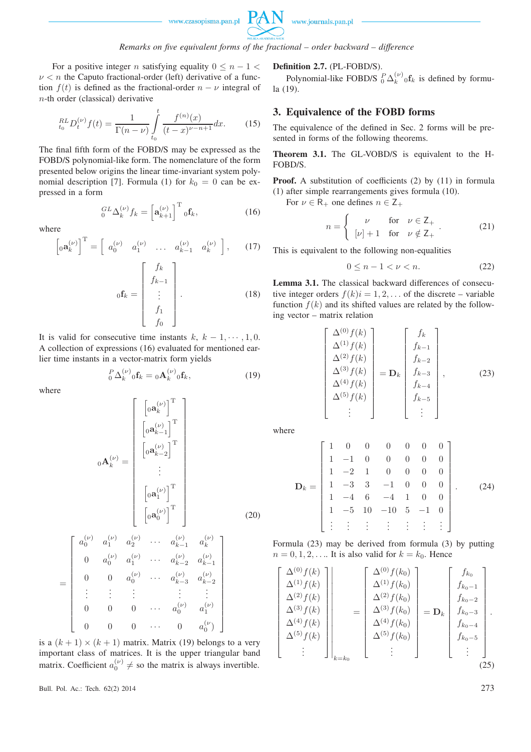For a positive integer $n$ satisfying equality $0 \le n-1 < \nu < n$ the Caputo fractional-order (left) derivative of a function $f(t)$ is defined as the fractional-order $n-\nu$ integral of $n$-th order (classical) derivative

$$
{}^{RL}_{t_0}D^{(\nu)}_t f(t) = \frac{1}{\Gamma(n-\nu)} \int_{t_0}^{t} \frac{f^{(n)}(x)}{(t-x)^{\nu-n+1}} dx. \tag{15}
$$

The final fifth form of the FOBD/S may be expressed as the FOBD/S polynomial-like form. The nomenclature of the form presented below origins the linear time-invariant system polynomial description [7]. Formula (1) for $k_0 = 0$ can be expressed in a form

$$
{}^{GL}_{0}\Delta^{(\nu)}_k f_k = \left[\mathbf{a}^{(\nu)}_{k+1}\right]^{\mathrm{T}} {}_0\mathbf{f}_k, \tag{16}
$$

where

$$
\left[{}_0\mathbf{a}^{(\nu)}_k\right]^{\mathrm{T}} = \begin{bmatrix} a^{(\nu)}_0 & a^{(\nu)}_1 & \ldots & a^{(\nu)}_{k-1} & a^{(\nu)}_k \end{bmatrix}, \tag{17}
$$

$$
{}_0\mathbf{f}_k = \begin{bmatrix} f_k \\ f_{k-1} \\ \vdots \\ f_1 \\ f_0 \end{bmatrix}. \tag{18}
$$

It is valid for consecutive time instants $k, k-1, \cdots, 1, 0$. A collection of expressions (16) evaluated for mentioned earlier time instants in a vector-matrix form yields

$$
{}^{P}_{0}\Delta^{(\nu)}_k {}_0\mathbf{f}_k = {}_0\mathbf{A}^{(\nu)}_k {}_0\mathbf{f}_k, \tag{19}
$$

where

$$
{}_0\mathbf{A}^{(\nu)}_k = \begin{bmatrix} \left[{}_0\mathbf{a}^{(\nu)}_k\right]^{\mathrm{T}} \\ \left[{}_0\mathbf{a}^{(\nu)}_{k-1}\right]^{\mathrm{T}} \\ \left[{}_0\mathbf{a}^{(\nu)}_{k-2}\right]^{\mathrm{T}} \\ \vdots \\ \left[{}_0\mathbf{a}^{(\nu)}_1\right]^{\mathrm{T}} \\ \left[{}_0\mathbf{a}^{(\nu)}_0\right]^{\mathrm{T}} \end{bmatrix}
= \begin{bmatrix} a^{(\nu)}_0 & a^{(\nu)}_1 & a^{(\nu)}_2 & \cdots & a^{(\nu)}_{k-1} & a^{(\nu)}_k \\ 0 & a^{(\nu)}_0 & a^{(\nu)}_1 & \cdots & a^{(\nu)}_{k-2} & a^{(\nu)}_{k-1} \\ 0 & 0 & a^{(\nu)}_0 & \cdots & a^{(\nu)}_{k-3} & a^{(\nu)}_{k-2} \\ \vdots & \vdots & \vdots & & \vdots & \vdots \\ 0 & 0 & 0 & \cdots & a^{(\nu)}_0 & a^{(\nu)}_1 \\ 0 & 0 & 0 & \cdots & 0 & a^{(\nu)}_0 \end{bmatrix} \tag{20}
$$

is a $(k+1) \times (k+1)$ matrix. Matrix (19) belongs to a very important class of matrices. It is the upper triangular band matrix. Coefficient $a^{(\nu)}_0 \neq$ so the matrix is always invertible.

**Definition 2.7.** (PL-FOBD/S).

Polynomial-like FOBD/S ${}^{P}_{0}\Delta^{(\nu)}_k {}_0\mathbf{f}_k$ is defined by formula (19).

## 3. Equivalence of the FOBD forms

The equivalence of the defined in Sec. 2 forms will be presented in forms of the following theorems.

**Theorem 3.1.** The GL-VOBD/S is equivalent to the H-FOBD/S.

**Proof.** A substitution of coefficients (2) by (11) in formula (1) after simple rearrangements gives formula (10).

For $\nu \in \mathrm{R}_+$ one defines $n \in \mathrm{Z}_+$

$$
n = \begin{cases} \nu & \text{for} \quad \nu \in \mathrm{Z}_+ \\ [\nu]+1 & \text{for} \quad \nu \notin \mathrm{Z}_+ \end{cases}. \tag{21}
$$

This is equivalent to the following non-equalities

$$
0 \le n-1 < \nu < n. \tag{22}
$$

**Lemma 3.1.** The classical backward differences of consecutive integer orders $f(k)i = 1, 2, \ldots$ of the discrete – variable function $f(k)$ and its shifted values are related by the following vector – matrix relation

$$
\begin{bmatrix} \Delta^{(0)} f(k) \\ \Delta^{(1)} f(k) \\ \Delta^{(2)} f(k) \\ \Delta^{(3)} f(k) \\ \Delta^{(4)} f(k) \\ \Delta^{(5)} f(k) \\ \vdots \end{bmatrix} = \mathbf{D}_k \begin{bmatrix} f_k \\ f_{k-1} \\ f_{k-2} \\ f_{k-3} \\ f_{k-4} \\ f_{k-5} \\ \vdots \end{bmatrix}, \tag{23}
$$

where

$$
\mathbf{D}_k = \begin{bmatrix} 1 & 0 & 0 & 0 & 0 & 0 & 0 \\ 1 & -1 & 0 & 0 & 0 & 0 & 0 \\ 1 & -2 & 1 & 0 & 0 & 0 & 0 \\ 1 & -3 & 3 & -1 & 0 & 0 & 0 \\ 1 & -4 & 6 & -4 & 1 & 0 & 0 \\ 1 & -5 & 10 & -10 & 5 & -1 & 0 \\ \vdots & \vdots & \vdots & \vdots & \vdots & \vdots & \vdots \end{bmatrix}. \tag{24}
$$

Formula (23) may be derived from formula (3) by putting $n = 0, 1, 2, \ldots$. It is also valid for $k = k_0$. Hence

$$
\left.\begin{bmatrix} \Delta^{(0)} f(k) \\ \Delta^{(1)} f(k) \\ \Delta^{(2)} f(k) \\ \Delta^{(3)} f(k) \\ \Delta^{(4)} f(k) \\ \Delta^{(5)} f(k) \\ \vdots \end{bmatrix}\right|_{k=k_0} = \begin{bmatrix} \Delta^{(0)} f(k_0) \\ \Delta^{(1)} f(k_0) \\ \Delta^{(2)} f(k_0) \\ \Delta^{(3)} f(k_0) \\ \Delta^{(4)} f(k_0) \\ \Delta^{(5)} f(k_0) \\ \vdots \end{bmatrix} = \mathbf{D}_k \begin{bmatrix} f_{k_0} \\ f_{k_0-1} \\ f_{k_0-2} \\ f_{k_0-3} \\ f_{k_0-4} \\ f_{k_0-5} \\ \vdots \end{bmatrix}. \tag{25}
$$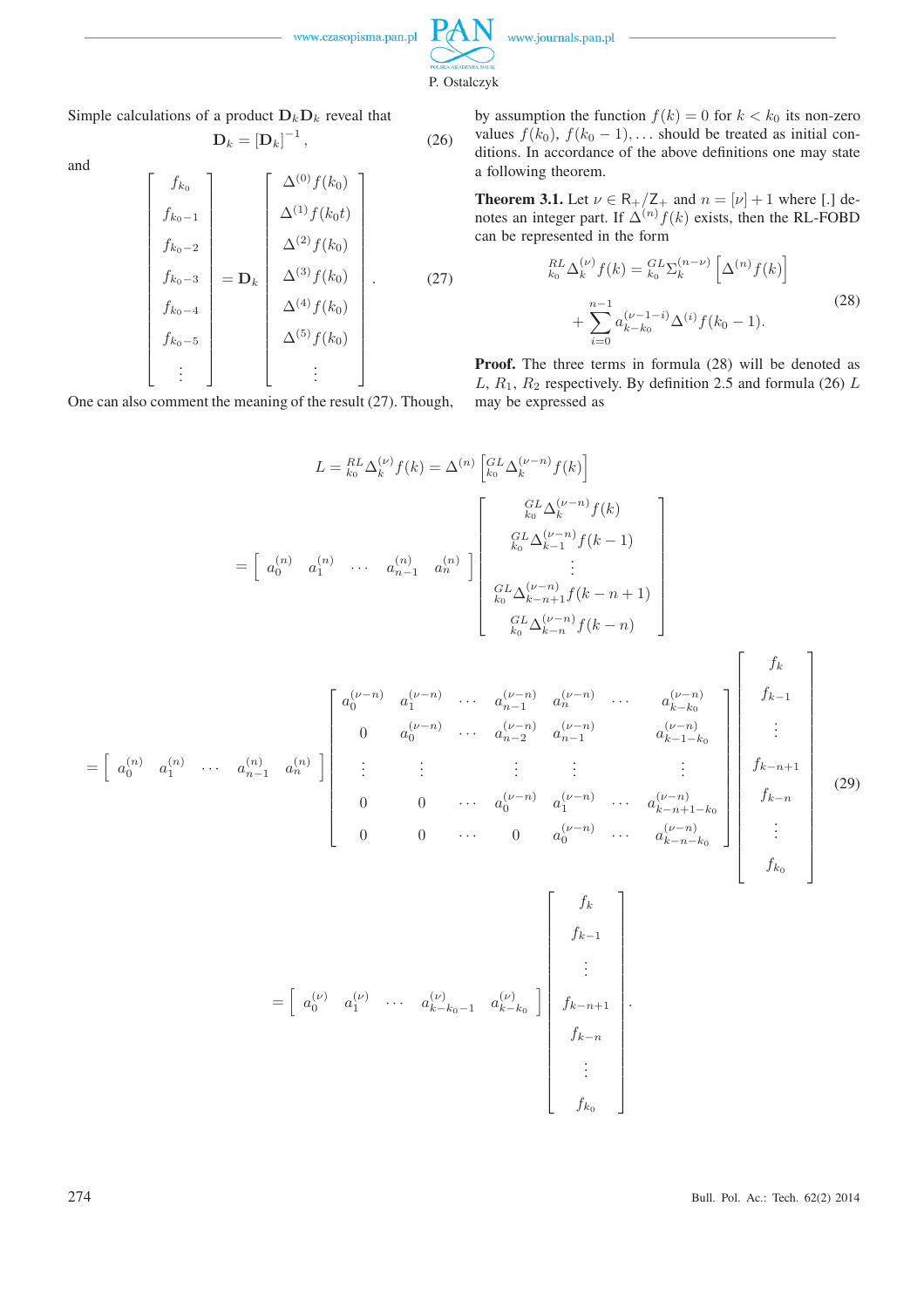Simple calculations of a product $\mathbf{D}_k\mathbf{D}_k$ reveal that

$$\mathbf{D}_k = [\mathbf{D}_k]^{-1}, \tag{26}$$

and

$$\begin{bmatrix} f_{k_0} \\ f_{k_0-1} \\ f_{k_0-2} \\ f_{k_0-3} \\ f_{k_0-4} \\ f_{k_0-5} \\ \vdots \end{bmatrix} = \mathbf{D}_k \begin{bmatrix} \Delta^{(0)} f(k_0) \\ \Delta^{(1)} f(k_0 t) \\ \Delta^{(2)} f(k_0) \\ \Delta^{(3)} f(k_0) \\ \Delta^{(4)} f(k_0) \\ \Delta^{(5)} f(k_0) \\ \vdots \end{bmatrix}. \tag{27}$$

One can also comment the meaning of the result (27). Though, by assumption the function $f(k) = 0$ for $k < k_0$ its non-zero values $f(k_0)$, $f(k_0-1), \ldots$ should be treated as initial conditions. In accordance of the above definitions one may state a following theorem.

**Theorem 3.1.** Let $\nu \in \mathrm{R}_+/\mathrm{Z}_+$ and $n = [\nu]+1$ where [.] denotes an integer part. If $\Delta^{(n)} f(k)$ exists, then the RL-FOBD can be represented in the form

$$\begin{aligned} {}^{RL}_{k_0}\Delta^{(\nu)}_k f(k) &= {}^{GL}_{k_0}\Sigma^{(n-\nu)}_k \left[\Delta^{(n)} f(k)\right] \\ &+ \sum_{i=0}^{n-1} a^{(\nu-1-i)}_{k-k_0} \Delta^{(i)} f(k_0 - 1). \end{aligned} \tag{28}$$

**Proof.** The three terms in formula (28) will be denoted as $L$, $R_1$, $R_2$ respectively. By definition 2.5 and formula (26) $L$ may be expressed as

$$\begin{aligned}
L &= {}^{RL}_{k_0}\Delta^{(\nu)}_k f(k) = \Delta^{(n)} \left[{}^{GL}_{k_0}\Delta^{(\nu-n)}_k f(k)\right] \\
&= \begin{bmatrix} a^{(n)}_0 & a^{(n)}_1 & \cdots & a^{(n)}_{n-1} & a^{(n)}_n \end{bmatrix} \begin{bmatrix} {}^{GL}_{k_0}\Delta^{(\nu-n)}_k f(k) \\ {}^{GL}_{k_0}\Delta^{(\nu-n)}_{k-1} f(k-1) \\ \vdots \\ {}^{GL}_{k_0}\Delta^{(\nu-n)}_{k-n+1} f(k-n+1) \\ {}^{GL}_{k_0}\Delta^{(\nu-n)}_{k-n} f(k-n) \end{bmatrix} \\
&= \begin{bmatrix} a^{(n)}_0 & a^{(n)}_1 & \cdots & a^{(n)}_{n-1} & a^{(n)}_n \end{bmatrix} \begin{bmatrix} a^{(\nu-n)}_0 & a^{(\nu-n)}_1 & \cdots & a^{(\nu-n)}_{n-1} & a^{(\nu-n)}_n & \cdots & a^{(\nu-n)}_{k-k_0} \\ 0 & a^{(\nu-n)}_0 & \cdots & a^{(\nu-n)}_{n-2} & a^{(\nu-n)}_{n-1} & & a^{(\nu-n)}_{k-1-k_0} \\ \vdots & \vdots & & \vdots & \vdots & & \vdots \\ 0 & 0 & \cdots & a^{(\nu-n)}_0 & a^{(\nu-n)}_1 & \cdots & a^{(\nu-n)}_{k-n+1-k_0} \\ 0 & 0 & \cdots & 0 & a^{(\nu-n)}_0 & \cdots & a^{(\nu-n)}_{k-n-k_0} \end{bmatrix} \begin{bmatrix} f_k \\ f_{k-1} \\ \vdots \\ f_{k-n+1} \\ f_{k-n} \\ \vdots \\ f_{k_0} \end{bmatrix} \\
&= \begin{bmatrix} a^{(\nu)}_0 & a^{(\nu)}_1 & \cdots & a^{(\nu)}_{k-k_0-1} & a^{(\nu)}_{k-k_0} \end{bmatrix} \begin{bmatrix} f_k \\ f_{k-1} \\ \vdots \\ f_{k-n+1} \\ f_{k-n} \\ \vdots \\ f_{k_0} \end{bmatrix}.
\end{aligned} \tag{29}$$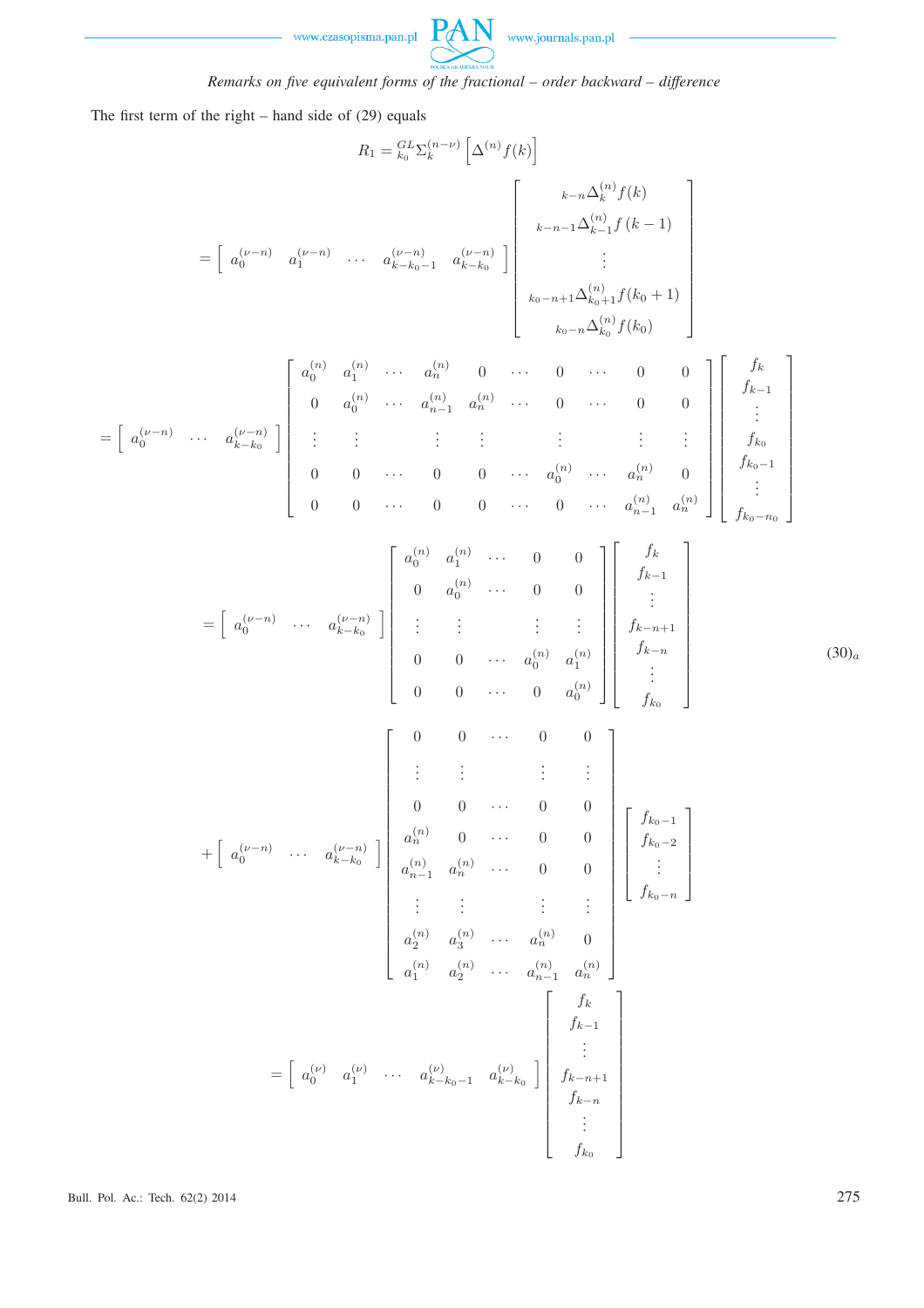The first term of the right – hand side of (29) equals

$$
\begin{aligned}
R_1 &= {}^{GL}_{k_0}\Sigma^{(n-\nu)}_{k}\left[\Delta^{(n)} f(k)\right] \\
&= \begin{bmatrix} a_0^{(\nu-n)} & a_1^{(\nu-n)} & \cdots & a_{k-k_0-1}^{(\nu-n)} & a_{k-k_0}^{(\nu-n)} \end{bmatrix}
\begin{bmatrix} {}_{k-n}\Delta^{(n)}_{k} f(k) \\ {}_{k-n-1}\Delta^{(n)}_{k-1} f(k-1) \\ \vdots \\ {}_{k_0-n+1}\Delta^{(n)}_{k_0+1} f(k_0+1) \\ {}_{k_0-n}\Delta^{(n)}_{k_0} f(k_0) \end{bmatrix} \\
&= \begin{bmatrix} a_0^{(\nu-n)} & \cdots & a_{k-k_0}^{(\nu-n)} \end{bmatrix}
\begin{bmatrix}
a_0^{(n)} & a_1^{(n)} & \cdots & a_n^{(n)} & 0 & \cdots & 0 & \cdots & 0 & 0 \\
0 & a_0^{(n)} & \cdots & a_{n-1}^{(n)} & a_n^{(n)} & \cdots & 0 & \cdots & 0 & 0 \\
\vdots & \vdots & & \vdots & \vdots & & \vdots & & \vdots & \vdots \\
0 & 0 & \cdots & 0 & 0 & \cdots & a_0^{(n)} & \cdots & a_n^{(n)} & 0 \\
0 & 0 & \cdots & 0 & 0 & \cdots & 0 & \cdots & a_{n-1}^{(n)} & a_n^{(n)}
\end{bmatrix}
\begin{bmatrix} f_k \\ f_{k-1} \\ \vdots \\ f_{k_0} \\ f_{k_0-1} \\ \vdots \\ f_{k_0-n_0} \end{bmatrix} \\
&= \begin{bmatrix} a_0^{(\nu-n)} & \cdots & a_{k-k_0}^{(\nu-n)} \end{bmatrix}
\begin{bmatrix}
a_0^{(n)} & a_1^{(n)} & \cdots & 0 & 0 \\
0 & a_0^{(n)} & \cdots & 0 & 0 \\
\vdots & \vdots & & \vdots & \vdots \\
0 & 0 & \cdots & a_0^{(n)} & a_1^{(n)} \\
0 & 0 & \cdots & 0 & a_0^{(n)}
\end{bmatrix}
\begin{bmatrix} f_k \\ f_{k-1} \\ \vdots \\ f_{k-n+1} \\ f_{k-n} \\ \vdots \\ f_{k_0} \end{bmatrix} \\
&+ \begin{bmatrix} a_0^{(\nu-n)} & \cdots & a_{k-k_0}^{(\nu-n)} \end{bmatrix}
\begin{bmatrix}
0 & 0 & \cdots & 0 & 0 \\
\vdots & \vdots & & \vdots & \vdots \\
0 & 0 & \cdots & 0 & 0 \\
a_n^{(n)} & 0 & \cdots & 0 & 0 \\
a_{n-1}^{(n)} & a_n^{(n)} & \cdots & 0 & 0 \\
\vdots & \vdots & & \vdots & \vdots \\
a_2^{(n)} & a_3^{(n)} & \cdots & a_n^{(n)} & 0 \\
a_1^{(n)} & a_2^{(n)} & \cdots & a_{n-1}^{(n)} & a_n^{(n)}
\end{bmatrix}
\begin{bmatrix} f_{k_0-1} \\ f_{k_0-2} \\ \vdots \\ f_{k_0-n} \end{bmatrix} \\
&= \begin{bmatrix} a_0^{(\nu)} & a_1^{(\nu)} & \cdots & a_{k-k_0-1}^{(\nu)} & a_{k-k_0}^{(\nu)} \end{bmatrix}
\begin{bmatrix} f_k \\ f_{k-1} \\ \vdots \\ f_{k-n+1} \\ f_{k-n} \\ \vdots \\ f_{k_0} \end{bmatrix}
\end{aligned}
\tag{30$_a$}
$$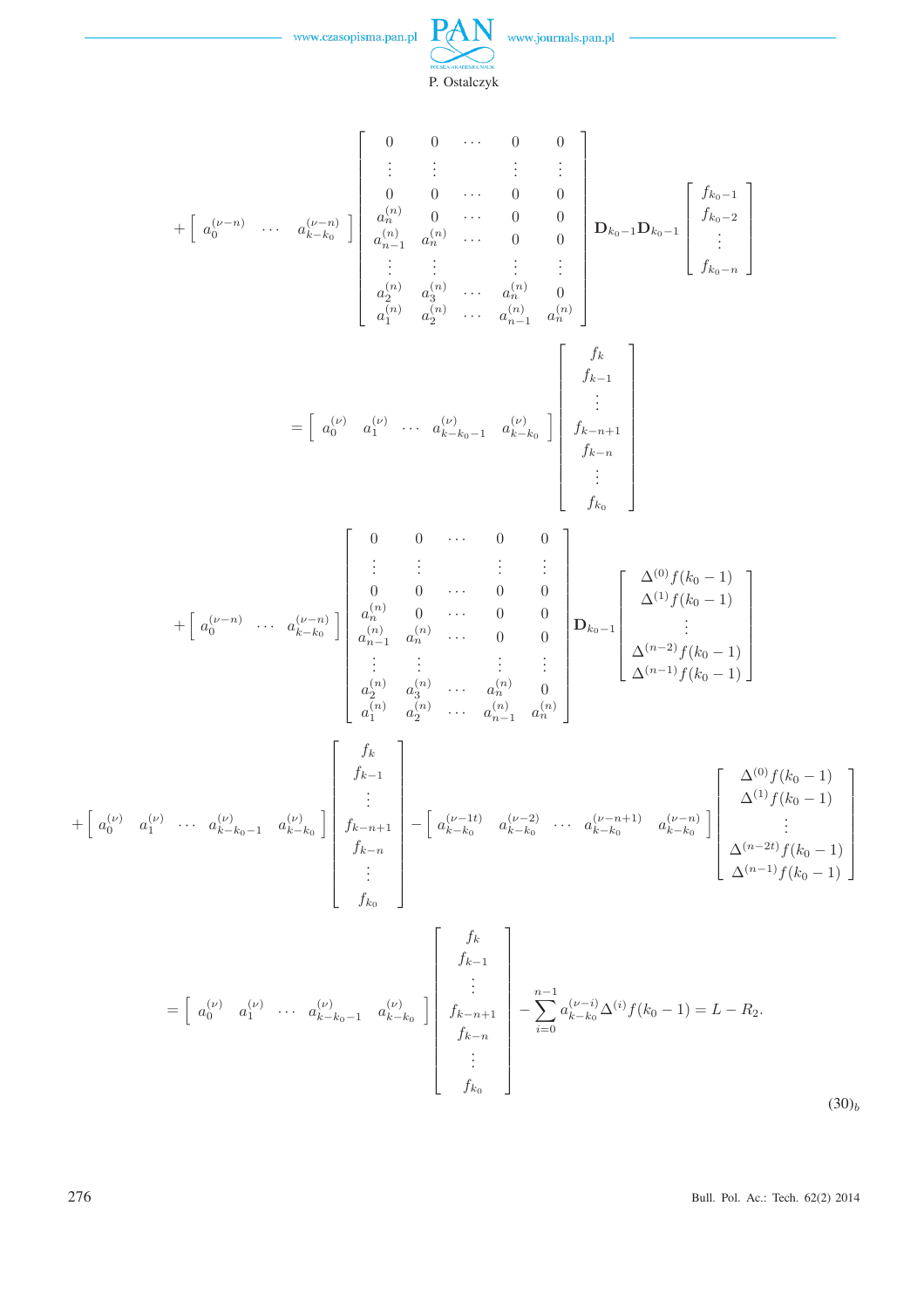$$
+\left[\begin{array}{ccc} a_0^{(\nu-n)} & \cdots & a_{k-k_0}^{(\nu-n)} \end{array}\right]
\left[\begin{array}{ccccc}
0 & 0 & \cdots & 0 & 0 \\
\vdots & \vdots & & \vdots & \vdots \\
0 & 0 & \cdots & 0 & 0 \\
a_n^{(n)} & 0 & \cdots & 0 & 0 \\
a_{n-1}^{(n)} & a_n^{(n)} & \cdots & 0 & 0 \\
\vdots & \vdots & & \vdots & \vdots \\
a_2^{(n)} & a_3^{(n)} & \cdots & a_n^{(n)} & 0 \\
a_1^{(n)} & a_2^{(n)} & \cdots & a_{n-1}^{(n)} & a_n^{(n)}
\end{array}\right]
\mathbf{D}_{k_0-1}\mathbf{D}_{k_0-1}
\left[\begin{array}{c} f_{k_0-1} \\ f_{k_0-2} \\ \vdots \\ f_{k_0-n} \end{array}\right]
$$

$$
= \left[\begin{array}{ccccc} a_0^{(\nu)} & a_1^{(\nu)} & \cdots & a_{k-k_0-1}^{(\nu)} & a_{k-k_0}^{(\nu)} \end{array}\right]
\left[\begin{array}{c} f_k \\ f_{k-1} \\ \vdots \\ f_{k-n+1} \\ f_{k-n} \\ \vdots \\ f_{k_0} \end{array}\right]
$$

$$
+\left[\begin{array}{ccc} a_0^{(\nu-n)} & \cdots & a_{k-k_0}^{(\nu-n)} \end{array}\right]
\left[\begin{array}{ccccc}
0 & 0 & \cdots & 0 & 0 \\
\vdots & \vdots & & \vdots & \vdots \\
0 & 0 & \cdots & 0 & 0 \\
a_n^{(n)} & 0 & \cdots & 0 & 0 \\
a_{n-1}^{(n)} & a_n^{(n)} & \cdots & 0 & 0 \\
\vdots & \vdots & & \vdots & \vdots \\
a_2^{(n)} & a_3^{(n)} & \cdots & a_n^{(n)} & 0 \\
a_1^{(n)} & a_2^{(n)} & \cdots & a_{n-1}^{(n)} & a_n^{(n)}
\end{array}\right]
\mathbf{D}_{k_0-1}
\left[\begin{array}{c} \Delta^{(0)} f(k_0-1) \\ \Delta^{(1)} f(k_0-1) \\ \vdots \\ \Delta^{(n-2)} f(k_0-1) \\ \Delta^{(n-1)} f(k_0-1) \end{array}\right]
$$

$$
+\left[\begin{array}{ccccc} a_0^{(\nu)} & a_1^{(\nu)} & \cdots & a_{k-k_0-1}^{(\nu)} & a_{k-k_0}^{(\nu)} \end{array}\right]
\left[\begin{array}{c} f_k \\ f_{k-1} \\ \vdots \\ f_{k-n+1} \\ f_{k-n} \\ \vdots \\ f_{k_0} \end{array}\right]
-\left[\begin{array}{ccccc} a_{k-k_0}^{(\nu-1t)} & a_{k-k_0}^{(\nu-2)} & \cdots & a_{k-k_0}^{(\nu-n+1)} & a_{k-k_0}^{(\nu-n)} \end{array}\right]
\left[\begin{array}{c} \Delta^{(0)} f(k_0-1) \\ \Delta^{(1)} f(k_0-1) \\ \vdots \\ \Delta^{(n-2t)} f(k_0-1) \\ \Delta^{(n-1)} f(k_0-1) \end{array}\right]
$$

$$
= \left[\begin{array}{ccccc} a_0^{(\nu)} & a_1^{(\nu)} & \cdots & a_{k-k_0-1}^{(\nu)} & a_{k-k_0}^{(\nu)} \end{array}\right]
\left[\begin{array}{c} f_k \\ f_{k-1} \\ \vdots \\ f_{k-n+1} \\ f_{k-n} \\ \vdots \\ f_{k_0} \end{array}\right]
-\sum_{i=0}^{n-1} a_{k-k_0}^{(\nu-i)} \Delta^{(i)} f(k_0-1) = L - R_2. \qquad (30)_b
$$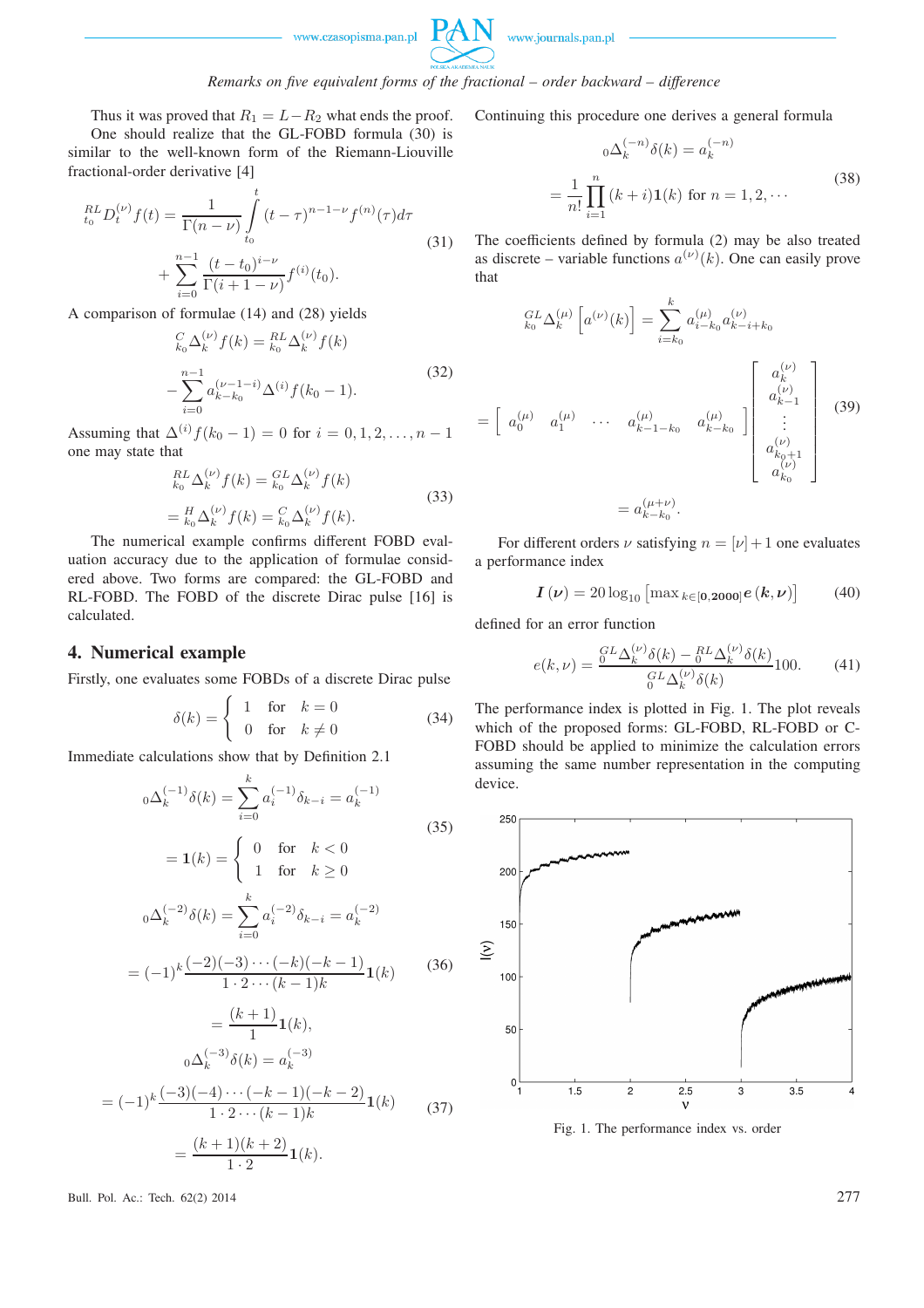Thus it was proved that $R_1 = L - R_2$ what ends the proof.

One should realize that the GL-FOBD formula (30) is similar to the well-known form of the Riemann-Liouville fractional-order derivative [4]

$$
\begin{aligned}
{}^{RL}_{t_0}D^{(\nu)}_t f(t) &= \frac{1}{\Gamma(n-\nu)} \int\limits_{t_0}^{t} (t-\tau)^{n-1-\nu} f^{(n)}(\tau) d\tau \\
&+ \sum_{i=0}^{n-1} \frac{(t-t_0)^{i-\nu}}{\Gamma(i+1-\nu)} f^{(i)}(t_0).
\end{aligned} \tag{31}
$$

A comparison of formulae (14) and (28) yields

$$
\begin{aligned}
{}^{C}_{k_0}\Delta^{(\nu)}_k f(k) &= {}^{RL}_{k_0}\Delta^{(\nu)}_k f(k) \\
&- \sum_{i=0}^{n-1} a^{(\nu-1-i)}_{k-k_0} \Delta^{(i)} f(k_0 - 1).
\end{aligned} \tag{32}
$$

Assuming that $\Delta^{(i)} f(k_0 - 1) = 0$ for $i = 0, 1, 2, \ldots, n-1$ one may state that

$$
\begin{aligned}
{}^{RL}_{k_0}\Delta^{(\nu)}_k f(k) &= {}^{GL}_{k_0}\Delta^{(\nu)}_k f(k) \\
&= {}^{H}_{k_0}\Delta^{(\nu)}_k f(k) = {}^{C}_{k_0}\Delta^{(\nu)}_k f(k).
\end{aligned} \tag{33}
$$

The numerical example confirms different FOBD evaluation accuracy due to the application of formulae considered above. Two forms are compared: the GL-FOBD and RL-FOBD. The FOBD of the discrete Dirac pulse [16] is calculated.

## 4. Numerical example

Firstly, one evaluates some FOBDs of a discrete Dirac pulse

$$
\delta(k) = \begin{cases} 1 & \text{for} \quad k = 0 \\ 0 & \text{for} \quad k \neq 0 \end{cases} \tag{34}
$$

Immediate calculations show that by Definition 2.1

$$
\begin{aligned}
{}_0\Delta^{(-1)}_k \delta(k) &= \sum_{i=0}^{k} a^{(-1)}_i \delta_{k-i} = a^{(-1)}_k \\
&= \mathbf{1}(k) = \begin{cases} 0 & \text{for} \quad k < 0 \\ 1 & \text{for} \quad k \geq 0 \end{cases}
\end{aligned} \tag{35}
$$

$$
\begin{aligned}
{}_0\Delta^{(-2)}_k \delta(k) &= \sum_{i=0}^{k} a^{(-2)}_i \delta_{k-i} = a^{(-2)}_k \\
&= (-1)^k \frac{(-2)(-3)\cdots(-k)(-k-1)}{1 \cdot 2 \cdots (k-1)k} \mathbf{1}(k) \\
&= \frac{(k+1)}{1} \mathbf{1}(k),
\end{aligned} \tag{36}
$$

$$
\begin{aligned}
{}_0\Delta^{(-3)}_k \delta(k) &= a^{(-3)}_k \\
&= (-1)^k \frac{(-3)(-4)\cdots(-k-1)(-k-2)}{1 \cdot 2 \cdots (k-1)k} \mathbf{1}(k) \\
&= \frac{(k+1)(k+2)}{1 \cdot 2} \mathbf{1}(k).
\end{aligned} \tag{37}
$$

Continuing this procedure one derives a general formula

$$
\begin{aligned}
{}_0\Delta^{(-n)}_k \delta(k) &= a^{(-n)}_k \\
&= \frac{1}{n!} \prod_{i=1}^{n} (k+i) \mathbf{1}(k) \quad \text{for } n = 1, 2, \cdots
\end{aligned} \tag{38}
$$

The coefficients defined by formula (2) may be also treated as discrete – variable functions $a^{(\nu)}(k)$. One can easily prove that

$$
\begin{aligned}
{}^{GL}_{k_0}\Delta^{(\mu)}_k \left[ a^{(\nu)}(k) \right] &= \sum_{i=k_0}^{k} a^{(\mu)}_{i-k_0} a^{(\nu)}_{k-i+k_0} \\
&= \begin{bmatrix} a^{(\mu)}_0 & a^{(\mu)}_1 & \cdots & a^{(\mu)}_{k-1-k_0} & a^{(\mu)}_{k-k_0} \end{bmatrix} \begin{bmatrix} a^{(\nu)}_k \\ a^{(\nu)}_{k-1} \\ \vdots \\ a^{(\nu)}_{k_0+1} \\ a^{(\nu)}_{k_0} \end{bmatrix} \\
&= a^{(\mu+\nu)}_{k-k_0}.
\end{aligned} \tag{39}
$$

For different orders $\nu$ satisfying $n = [\nu] + 1$ one evaluates a performance index

$$
\boldsymbol{I}(\boldsymbol{\nu}) = 20 \log_{10} \left[ \max{}_{k \in [\mathbf{0}, \mathbf{2000}]} \boldsymbol{e}(\boldsymbol{k}, \boldsymbol{\nu}) \right] \tag{40}
$$

defined for an error function

$$
e(k, \nu) = \frac{{}^{GL}_{0}\Delta^{(\nu)}_k \delta(k) - {}^{RL}_{0}\Delta^{(\nu)}_k \delta(k)}{{}^{GL}_{0}\Delta^{(\nu)}_k \delta(k)} 100. \tag{41}
$$

The performance index is plotted in Fig. 1. The plot reveals which of the proposed forms: GL-FOBD, RL-FOBD or C-FOBD should be applied to minimize the calculation errors assuming the same number representation in the computing device.

Fig. 1. The performance index vs. order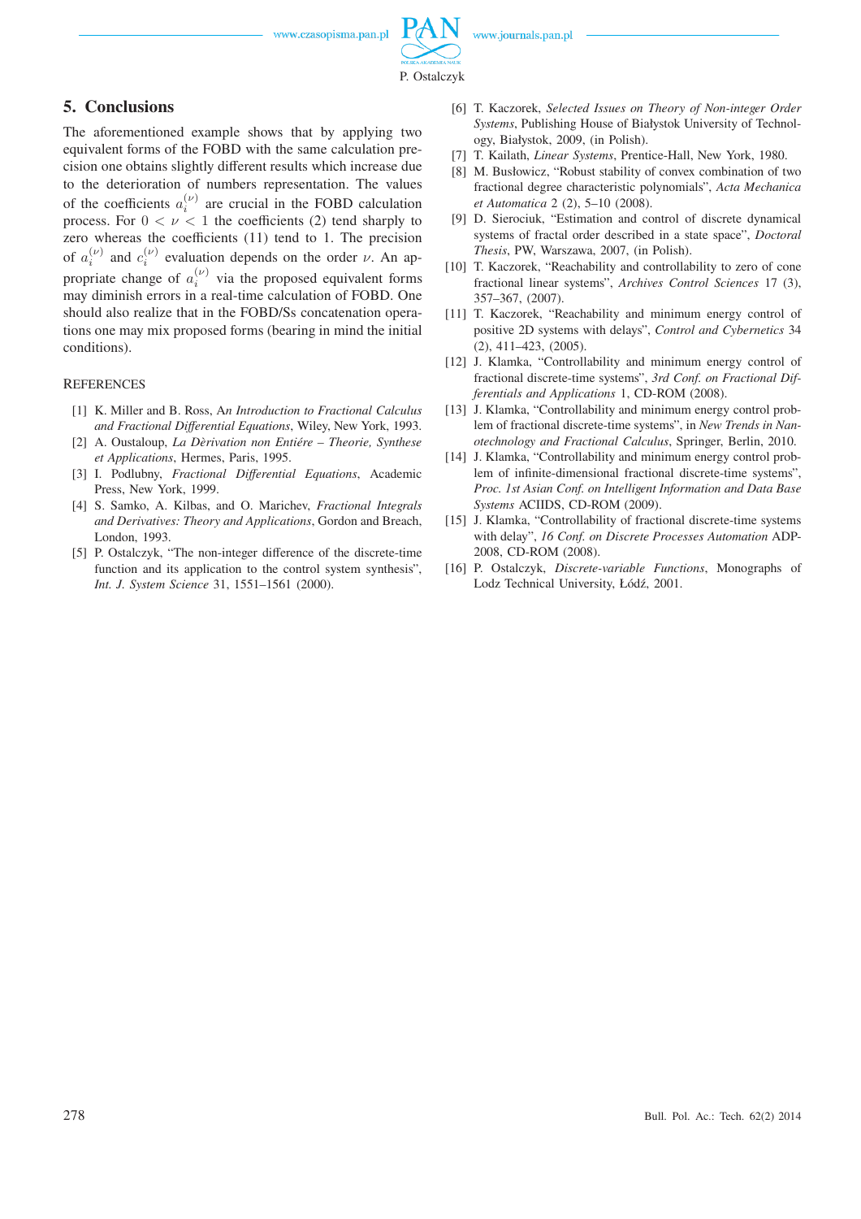## 5. Conclusions

The aforementioned example shows that by applying two equivalent forms of the FOBD with the same calculation precision one obtains slightly different results which increase due to the deterioration of numbers representation. The values of the coefficients $a_i^{(\nu)}$ are crucial in the FOBD calculation process. For $0 < \nu < 1$ the coefficients (2) tend sharply to zero whereas the coefficients (11) tend to 1. The precision of $a_i^{(\nu)}$ and $c_i^{(\nu)}$ evaluation depends on the order $\nu$. An appropriate change of $a_i^{(\nu)}$ via the proposed equivalent forms may diminish errors in a real-time calculation of FOBD. One should also realize that in the FOBD/Ss concatenation operations one may mix proposed forms (bearing in mind the initial conditions).

### References

[1] K. Miller and B. Ross, A*n Introduction to Fractional Calculus and Fractional Differential Equations*, Wiley, New York, 1993.

[2] A. Oustaloup, *La Dèrivation non Entiére – Theorie, Synthese et Applications*, Hermes, Paris, 1995.

[3] I. Podlubny, *Fractional Differential Equations*, Academic Press, New York, 1999.

[4] S. Samko, A. Kilbas, and O. Marichev, *Fractional Integrals and Derivatives: Theory and Applications*, Gordon and Breach, London, 1993.

[5] P. Ostalczyk, "The non-integer difference of the discrete-time function and its application to the control system synthesis", *Int. J. System Science* 31, 1551–1561 (2000).

[6] T. Kaczorek, *Selected Issues on Theory of Non-integer Order Systems*, Publishing House of Białystok University of Technology, Białystok, 2009, (in Polish).

[7] T. Kailath, *Linear Systems*, Prentice-Hall, New York, 1980.

[8] M. Busłowicz, "Robust stability of convex combination of two fractional degree characteristic polynomials", *Acta Mechanica et Automatica* 2 (2), 5–10 (2008).

[9] D. Sierociuk, "Estimation and control of discrete dynamical systems of fractal order described in a state space", *Doctoral Thesis*, PW, Warszawa, 2007, (in Polish).

[10] T. Kaczorek, "Reachability and controllability to zero of cone fractional linear systems", *Archives Control Sciences* 17 (3), 357–367, (2007).

[11] T. Kaczorek, "Reachability and minimum energy control of positive 2D systems with delays", *Control and Cybernetics* 34 (2), 411–423, (2005).

[12] J. Klamka, "Controllability and minimum energy control of fractional discrete-time systems", *3rd Conf. on Fractional Differentials and Applications* 1, CD-ROM (2008).

[13] J. Klamka, "Controllability and minimum energy control problem of fractional discrete-time systems", in *New Trends in Nanotechnology and Fractional Calculus*, Springer, Berlin, 2010.

[14] J. Klamka, "Controllability and minimum energy control problem of infinite-dimensional fractional discrete-time systems", *Proc. 1st Asian Conf. on Intelligent Information and Data Base Systems* ACIIDS, CD-ROM (2009).

[15] J. Klamka, "Controllability of fractional discrete-time systems with delay", *16 Conf. on Discrete Processes Automation* ADP-2008, CD-ROM (2008).

[16] P. Ostalczyk, *Discrete-variable Functions*, Monographs of Lodz Technical University, Łódź, 2001.